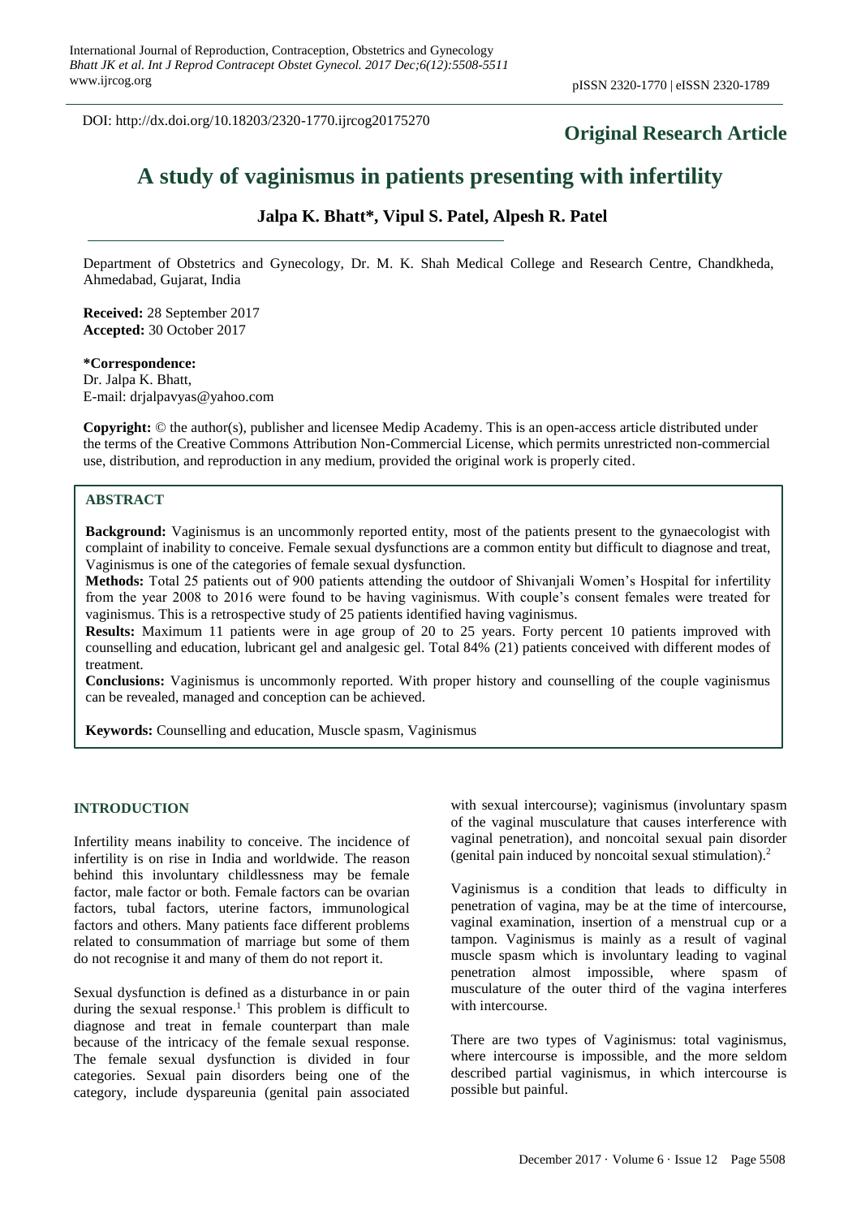DOI: http://dx.doi.org/10.18203/2320-1770.ijrcog20175270

**Original Research Article**

# A study of vaginismus in patients presenting with infertility

**Jalpa K. Bhatt*, Vipul S. Patel, Alpesh R. Patel**

Department of Obstetrics and Gynecology, Dr. M. K. Shah Medical College and Research Centre, Chandkheda, Ahmedabad, Gujarat, India

**Received:** 28 September 2017
**Accepted:** 30 October 2017

**\*Correspondence:**
Dr. Jalpa K. Bhatt,
E-mail: drjalpavyas@yahoo.com

**Copyright:** © the author(s), publisher and licensee Medip Academy. This is an open-access article distributed under the terms of the Creative Commons Attribution Non-Commercial License, which permits unrestricted non-commercial use, distribution, and reproduction in any medium, provided the original work is properly cited.

## ABSTRACT

**Background:** Vaginismus is an uncommonly reported entity, most of the patients present to the gynaecologist with complaint of inability to conceive. Female sexual dysfunctions are a common entity but difficult to diagnose and treat, Vaginismus is one of the categories of female sexual dysfunction.

**Methods:** Total 25 patients out of 900 patients attending the outdoor of Shivanjali Women's Hospital for infertility from the year 2008 to 2016 were found to be having vaginismus. With couple's consent females were treated for vaginismus. This is a retrospective study of 25 patients identified having vaginismus.

**Results:** Maximum 11 patients were in age group of 20 to 25 years. Forty percent 10 patients improved with counselling and education, lubricant gel and analgesic gel. Total 84% (21) patients conceived with different modes of treatment.

**Conclusions:** Vaginismus is uncommonly reported. With proper history and counselling of the couple vaginismus can be revealed, managed and conception can be achieved.

**Keywords:** Counselling and education, Muscle spasm, Vaginismus

## INTRODUCTION

Infertility means inability to conceive. The incidence of infertility is on rise in India and worldwide. The reason behind this involuntary childlessness may be female factor, male factor or both. Female factors can be ovarian factors, tubal factors, uterine factors, immunological factors and others. Many patients face different problems related to consummation of marriage but some of them do not recognise it and many of them do not report it.

Sexual dysfunction is defined as a disturbance in or pain during the sexual response.[1] This problem is difficult to diagnose and treat in female counterpart than male because of the intricacy of the female sexual response. The female sexual dysfunction is divided in four categories. Sexual pain disorders being one of the category, include dyspareunia (genital pain associated with sexual intercourse); vaginismus (involuntary spasm of the vaginal musculature that causes interference with vaginal penetration), and noncoital sexual pain disorder (genital pain induced by noncoital sexual stimulation).[2]

Vaginismus is a condition that leads to difficulty in penetration of vagina, may be at the time of intercourse, vaginal examination, insertion of a menstrual cup or a tampon. Vaginismus is mainly as a result of vaginal muscle spasm which is involuntary leading to vaginal penetration almost impossible, where spasm of musculature of the outer third of the vagina interferes with intercourse.

There are two types of Vaginismus: total vaginismus, where intercourse is impossible, and the more seldom described partial vaginismus, in which intercourse is possible but painful.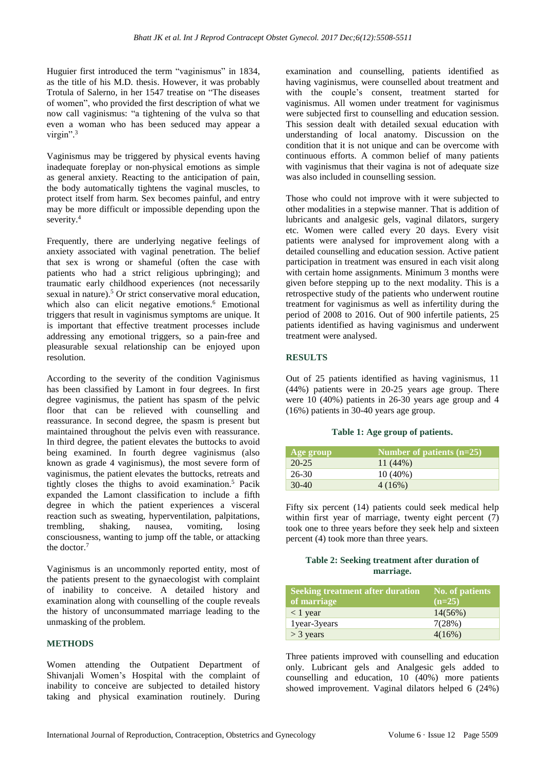Huguier first introduced the term "vaginismus" in 1834, as the title of his M.D. thesis. However, it was probably Trotula of Salerno, in her 1547 treatise on "The diseases of women", who provided the first description of what we now call vaginismus: "a tightening of the vulva so that even a woman who has been seduced may appear a virgin".[3]

Vaginismus may be triggered by physical events having inadequate foreplay or non-physical emotions as simple as general anxiety. Reacting to the anticipation of pain, the body automatically tightens the vaginal muscles, to protect itself from harm. Sex becomes painful, and entry may be more difficult or impossible depending upon the severity.[4]

Frequently, there are underlying negative feelings of anxiety associated with vaginal penetration. The belief that sex is wrong or shameful (often the case with patients who had a strict religious upbringing); and traumatic early childhood experiences (not necessarily sexual in nature).[5] Or strict conservative moral education, which also can elicit negative emotions.[6] Emotional triggers that result in vaginismus symptoms are unique. It is important that effective treatment processes include addressing any emotional triggers, so a pain-free and pleasurable sexual relationship can be enjoyed upon resolution.

According to the severity of the condition Vaginismus has been classified by Lamont in four degrees. In first degree vaginismus, the patient has spasm of the pelvic floor that can be relieved with counselling and reassurance. In second degree, the spasm is present but maintained throughout the pelvis even with reassurance. In third degree, the patient elevates the buttocks to avoid being examined. In fourth degree vaginismus (also known as grade 4 vaginismus), the most severe form of vaginismus, the patient elevates the buttocks, retreats and tightly closes the thighs to avoid examination.[5] Pacik expanded the Lamont classification to include a fifth degree in which the patient experiences a visceral reaction such as sweating, hyperventilation, palpitations, trembling, shaking, nausea, vomiting, losing consciousness, wanting to jump off the table, or attacking the doctor.[7]

Vaginismus is an uncommonly reported entity, most of the patients present to the gynaecologist with complaint of inability to conceive. A detailed history and examination along with counselling of the couple reveals the history of unconsummated marriage leading to the unmasking of the problem.

## METHODS

Women attending the Outpatient Department of Shivanjali Women's Hospital with the complaint of inability to conceive are subjected to detailed history taking and physical examination routinely. During examination and counselling, patients identified as having vaginismus, were counselled about treatment and with the couple's consent, treatment started for vaginismus. All women under treatment for vaginismus were subjected first to counselling and education session. This session dealt with detailed sexual education with understanding of local anatomy. Discussion on the condition that it is not unique and can be overcome with continuous efforts. A common belief of many patients with vaginismus that their vagina is not of adequate size was also included in counselling session.

Those who could not improve with it were subjected to other modalities in a stepwise manner. That is addition of lubricants and analgesic gels, vaginal dilators, surgery etc. Women were called every 20 days. Every visit patients were analysed for improvement along with a detailed counselling and education session. Active patient participation in treatment was ensured in each visit along with certain home assignments. Minimum 3 months were given before stepping up to the next modality. This is a retrospective study of the patients who underwent routine treatment for vaginismus as well as infertility during the period of 2008 to 2016. Out of 900 infertile patients, 25 patients identified as having vaginismus and underwent treatment were analysed.

## RESULTS

Out of 25 patients identified as having vaginismus, 11 (44%) patients were in 20-25 years age group. There were 10 (40%) patients in 26-30 years age group and 4 (16%) patients in 30-40 years age group.

**Table 1: Age group of patients.**

| Age group | Number of patients (n=25) |
|---|---|
| 20-25 | 11 (44%) |
| 26-30 | 10 (40%) |
| 30-40 | 4 (16%) |

Fifty six percent (14) patients could seek medical help within first year of marriage, twenty eight percent (7) took one to three years before they seek help and sixteen percent (4) took more than three years.

**Table 2: Seeking treatment after duration of marriage.**

| Seeking treatment after duration of marriage | No. of patients (n=25) |
|---|---|
| < 1 year | 14(56%) |
| 1year-3years | 7(28%) |
| > 3 years | 4(16%) |

Three patients improved with counselling and education only. Lubricant gels and Analgesic gels added to counselling and education, 10 (40%) more patients showed improvement. Vaginal dilators helped 6 (24%)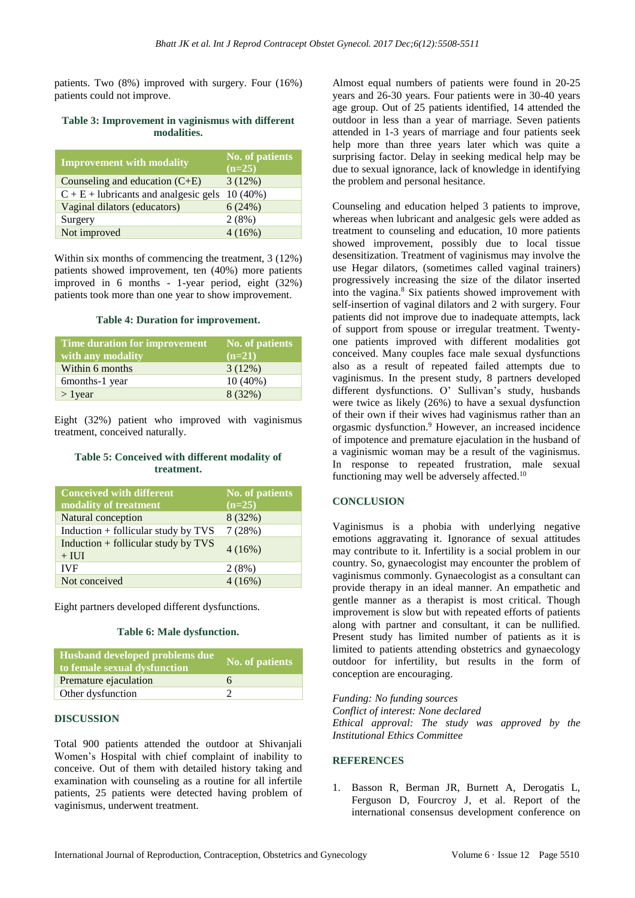patients. Two (8%) improved with surgery. Four (16%) patients could not improve.

**Table 3: Improvement in vaginismus with different modalities.**

| Improvement with modality | No. of patients (n=25) |
|---|---|
| Counseling and education (C+E) | 3 (12%) |
| C + E + lubricants and analgesic gels | 10 (40%) |
| Vaginal dilators (educators) | 6 (24%) |
| Surgery | 2 (8%) |
| Not improved | 4 (16%) |

Within six months of commencing the treatment, 3 (12%) patients showed improvement, ten (40%) more patients improved in 6 months - 1-year period, eight (32%) patients took more than one year to show improvement.

**Table 4: Duration for improvement.**

| Time duration for improvement with any modality | No. of patients (n=21) |
|---|---|
| Within 6 months | 3 (12%) |
| 6months-1 year | 10 (40%) |
| > 1year | 8 (32%) |

Eight (32%) patient who improved with vaginismus treatment, conceived naturally.

**Table 5: Conceived with different modality of treatment.**

| Conceived with different modality of treatment | No. of patients (n=25) |
|---|---|
| Natural conception | 8 (32%) |
| Induction + follicular study by TVS | 7 (28%) |
| Induction + follicular study by TVS + IUI | 4 (16%) |
| IVF | 2 (8%) |
| Not conceived | 4 (16%) |

Eight partners developed different dysfunctions.

**Table 6: Male dysfunction.**

| Husband developed problems due to female sexual dysfunction | No. of patients |
|---|---|
| Premature ejaculation | 6 |
| Other dysfunction | 2 |

## DISCUSSION

Total 900 patients attended the outdoor at Shivanjali Women's Hospital with chief complaint of inability to conceive. Out of them with detailed history taking and examination with counseling as a routine for all infertile patients, 25 patients were detected having problem of vaginismus, underwent treatment.

Almost equal numbers of patients were found in 20-25 years and 26-30 years. Four patients were in 30-40 years age group. Out of 25 patients identified, 14 attended the outdoor in less than a year of marriage. Seven patients attended in 1-3 years of marriage and four patients seek help more than three years later which was quite a surprising factor. Delay in seeking medical help may be due to sexual ignorance, lack of knowledge in identifying the problem and personal hesitance.

Counseling and education helped 3 patients to improve, whereas when lubricant and analgesic gels were added as treatment to counseling and education, 10 more patients showed improvement, possibly due to local tissue desensitization. Treatment of vaginismus may involve the use Hegar dilators, (sometimes called vaginal trainers) progressively increasing the size of the dilator inserted into the vagina.[8] Six patients showed improvement with self-insertion of vaginal dilators and 2 with surgery. Four patients did not improve due to inadequate attempts, lack of support from spouse or irregular treatment. Twenty-one patients improved with different modalities got conceived. Many couples face male sexual dysfunctions also as a result of repeated failed attempts due to vaginismus. In the present study, 8 partners developed different sexual dysfunctions. O' Sullivan's study, husbands were twice as likely (26%) to have a sexual dysfunction of their own if their wives had vaginismus rather than an orgasmic dysfunction.[9] However, an increased incidence of impotence and premature ejaculation in the husband of a vaginismic woman may be a result of the vaginismus. In response to repeated frustration, male sexual functioning may well be adversely affected.[10]

## CONCLUSION

Vaginismus is a phobia with underlying negative emotions aggravating it. Ignorance of sexual attitudes may contribute to it. Infertility is a social problem in our country. So, gynaecologist may encounter the problem of vaginismus commonly. Gynaecologist as a consultant can provide therapy in an ideal manner. An empathetic and gentle manner as a therapist is most critical. Though improvement is slow but with repeated efforts of patients along with partner and consultant, it can be nullified. Present study has limited number of patients as it is limited to patients attending obstetrics and gynaecology outdoor for infertility, but results in the form of conception are encouraging.

*Funding: No funding sources*
*Conflict of interest: None declared*
*Ethical approval: The study was approved by the Institutional Ethics Committee*

## REFERENCES

1. Basson R, Berman JR, Burnett A, Derogatis L, Ferguson D, Fourcroy J, et al. Report of the international consensus development conference on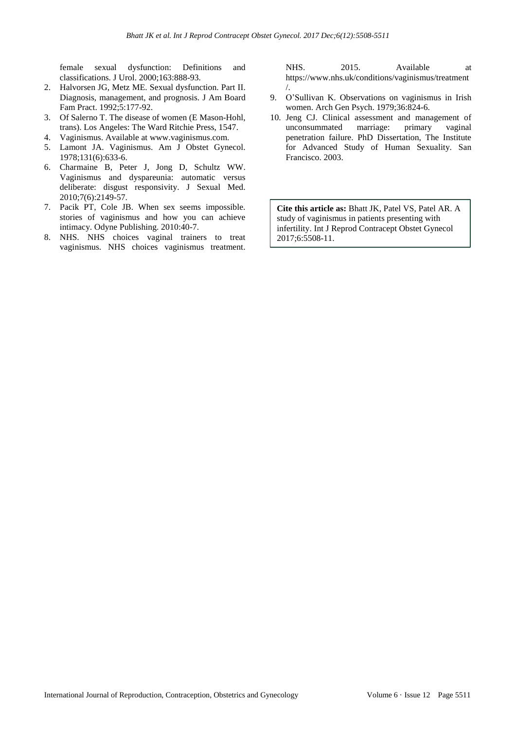female sexual dysfunction: Definitions and classifications. J Urol. 2000;163:888-93.

2. Halvorsen JG, Metz ME. Sexual dysfunction. Part II. Diagnosis, management, and prognosis. J Am Board Fam Pract. 1992;5:177-92.
3. Of Salerno T. The disease of women (E Mason-Hohl, trans). Los Angeles: The Ward Ritchie Press, 1547.
4. Vaginismus. Available at www.vaginismus.com.
5. Lamont JA. Vaginismus. Am J Obstet Gynecol. 1978;131(6):633-6.
6. Charmaine B, Peter J, Jong D, Schultz WW. Vaginismus and dyspareunia: automatic versus deliberate: disgust responsivity. J Sexual Med. 2010;7(6):2149-57.
7. Pacik PT, Cole JB. When sex seems impossible. stories of vaginismus and how you can achieve intimacy. Odyne Publishing. 2010:40-7.
8. NHS. NHS choices vaginal trainers to treat vaginismus. NHS choices vaginismus treatment. NHS. 2015. Available at https://www.nhs.uk/conditions/vaginismus/treatment/.
9. O'Sullivan K. Observations on vaginismus in Irish women. Arch Gen Psych. 1979;36:824-6.
10. Jeng CJ. Clinical assessment and management of unconsummated marriage: primary vaginal penetration failure. PhD Dissertation, The Institute for Advanced Study of Human Sexuality. San Francisco. 2003.

**Cite this article as:** Bhatt JK, Patel VS, Patel AR. A study of vaginismus in patients presenting with infertility. Int J Reprod Contracept Obstet Gynecol 2017;6:5508-11.